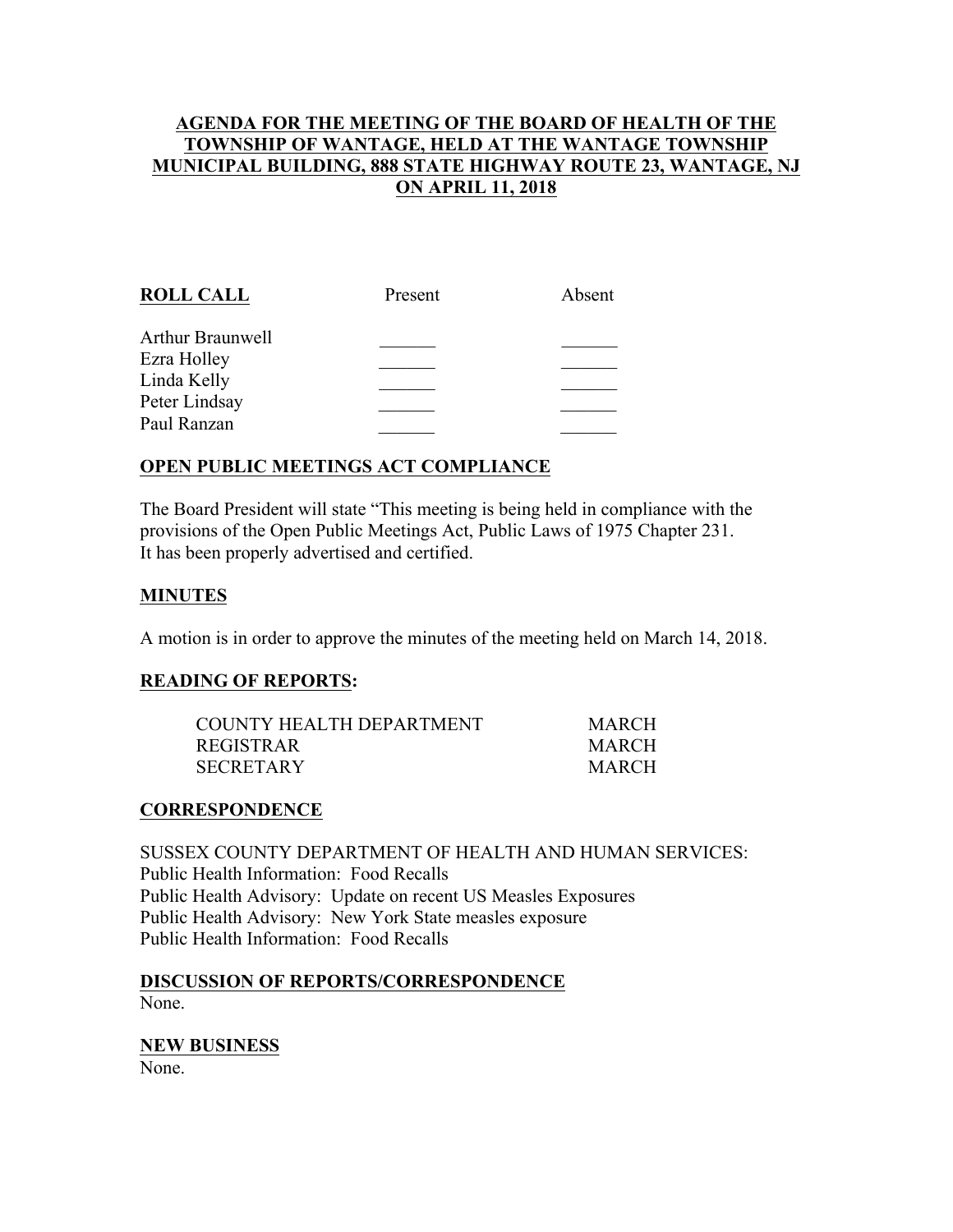# AGENDA FOR THE MEETING OF THE BOARD OF HEALTH OF THE TOWNSHIP OF WANTAGE, HELD AT THE WANTAGE TOWNSHIP MUNICIPAL BUILDING, 888 STATE HIGHWAY ROUTE 23, WANTAGE, NJ ON APRIL 11, 2018

| **ROLL CALL** | Present | Absent |
|---|---|---|
| Arthur Braunwell | ______ | ______ |
| Ezra Holley | ______ | ______ |
| Linda Kelly | ______ | ______ |
| Peter Lindsay | ______ | ______ |
| Paul Ranzan | ______ | ______ |

## OPEN PUBLIC MEETINGS ACT COMPLIANCE

The Board President will state "This meeting is being held in compliance with the provisions of the Open Public Meetings Act, Public Laws of 1975 Chapter 231. It has been properly advertised and certified.

## MINUTES

A motion is in order to approve the minutes of the meeting held on March 14, 2018.

## READING OF REPORTS:

| | |
|---|---|
| COUNTY HEALTH DEPARTMENT | MARCH |
| REGISTRAR | MARCH |
| SECRETARY | MARCH |

## CORRESPONDENCE

SUSSEX COUNTY DEPARTMENT OF HEALTH AND HUMAN SERVICES:
Public Health Information: Food Recalls
Public Health Advisory: Update on recent US Measles Exposures
Public Health Advisory: New York State measles exposure
Public Health Information: Food Recalls

## DISCUSSION OF REPORTS/CORRESPONDENCE

None.

## NEW BUSINESS

None.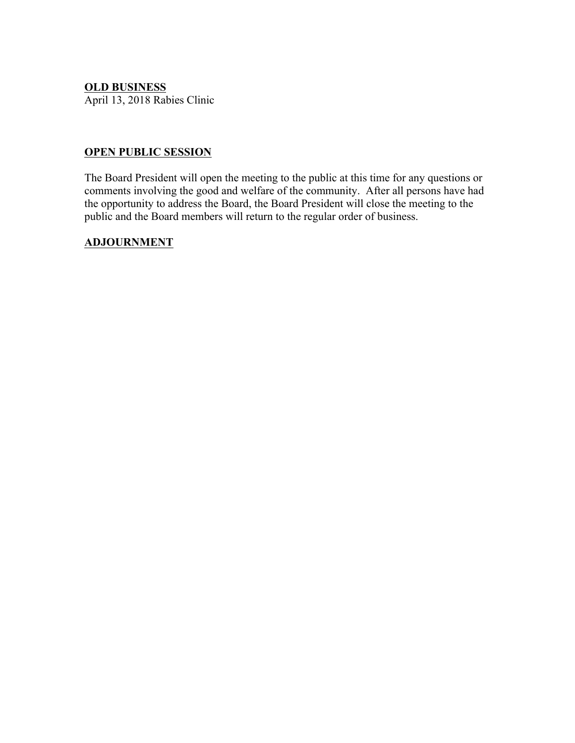**OLD BUSINESS**
April 13, 2018 Rabies Clinic

**OPEN PUBLIC SESSION**

The Board President will open the meeting to the public at this time for any questions or comments involving the good and welfare of the community. After all persons have had the opportunity to address the Board, the Board President will close the meeting to the public and the Board members will return to the regular order of business.

**ADJOURNMENT**